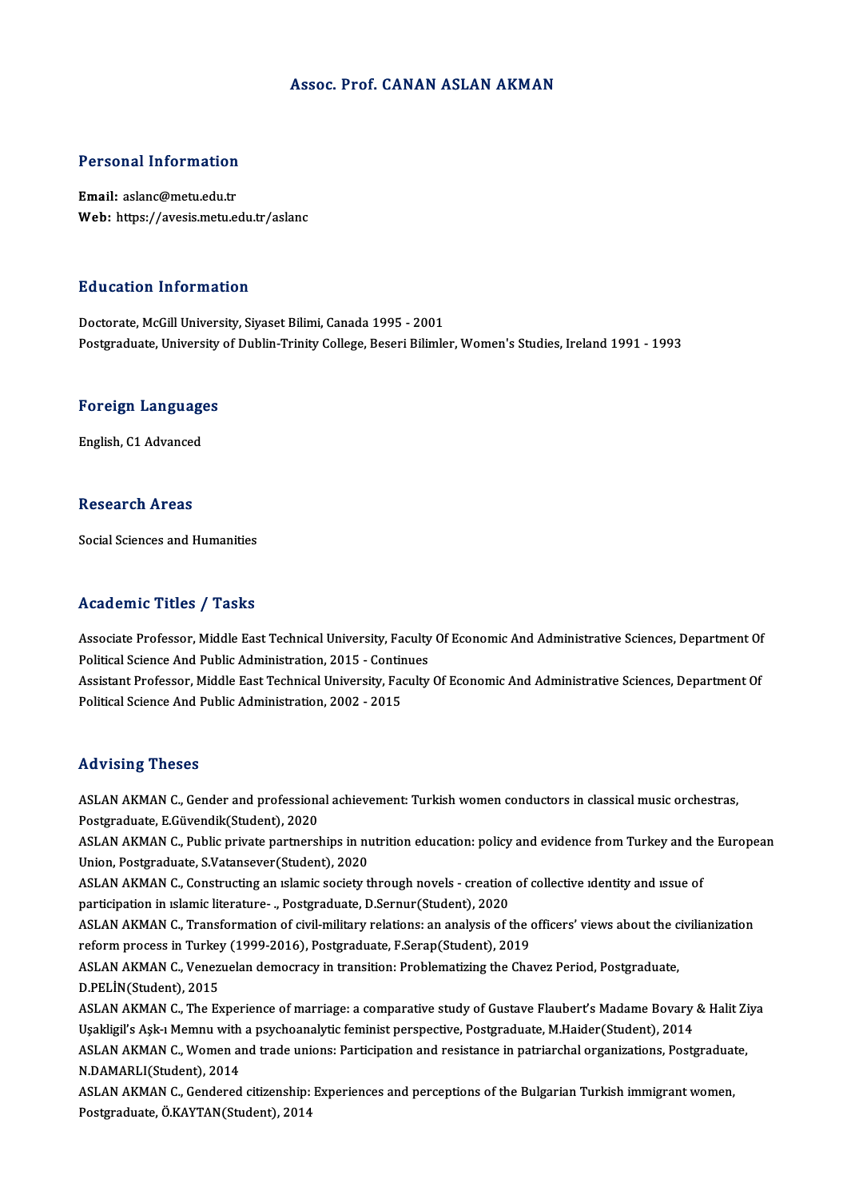# Assoc. Prof. CANAN ASLAN AKMAN

## Personal Information

**Email:** aslanc@metu.edu.tr
**Web:** https://avesis.metu.edu.tr/aslanc

## Education Information

Doctorate, McGill University, Siyaset Bilimi, Canada 1995 - 2001
Postgraduate, University of Dublin-Trinity College, Beseri Bilimler, Women's Studies, Ireland 1991 - 1993

## Foreign Languages

English, C1 Advanced

## Research Areas

Social Sciences and Humanities

## Academic Titles / Tasks

Associate Professor, Middle East Technical University, Faculty Of Economic And Administrative Sciences, Department Of Political Science And Public Administration, 2015 - Continues
Assistant Professor, Middle East Technical University, Faculty Of Economic And Administrative Sciences, Department Of Political Science And Public Administration, 2002 - 2015

## Advising Theses

ASLAN AKMAN C., Gender and professional achievement: Turkish women conductors in classical music orchestras, Postgraduate, E.Güvendik(Student), 2020
ASLAN AKMAN C., Public private partnerships in nutrition education: policy and evidence from Turkey and the European Union, Postgraduate, S.Vatansever(Student), 2020
ASLAN AKMAN C., Constructing an ıslamic society through novels - creation of collective ıdentity and ıssue of participation in ıslamic literature- ., Postgraduate, D.Sernur(Student), 2020
ASLAN AKMAN C., Transformation of civil-military relations: an analysis of the officers' views about the civilianization reform process in Turkey (1999-2016), Postgraduate, F.Serap(Student), 2019
ASLAN AKMAN C., Venezuelan democracy in transition: Problematizing the Chavez Period, Postgraduate, D.PELİN(Student), 2015
ASLAN AKMAN C., The Experience of marriage: a comparative study of Gustave Flaubert's Madame Bovary & Halit Ziya Uşakligil's Aşk-ı Memnu with a psychoanalytic feminist perspective, Postgraduate, M.Haider(Student), 2014
ASLAN AKMAN C., Women and trade unions: Participation and resistance in patriarchal organizations, Postgraduate, N.DAMARLI(Student), 2014
ASLAN AKMAN C., Gendered citizenship: Experiences and perceptions of the Bulgarian Turkish immigrant women, Postgraduate, Ö.KAYTAN(Student), 2014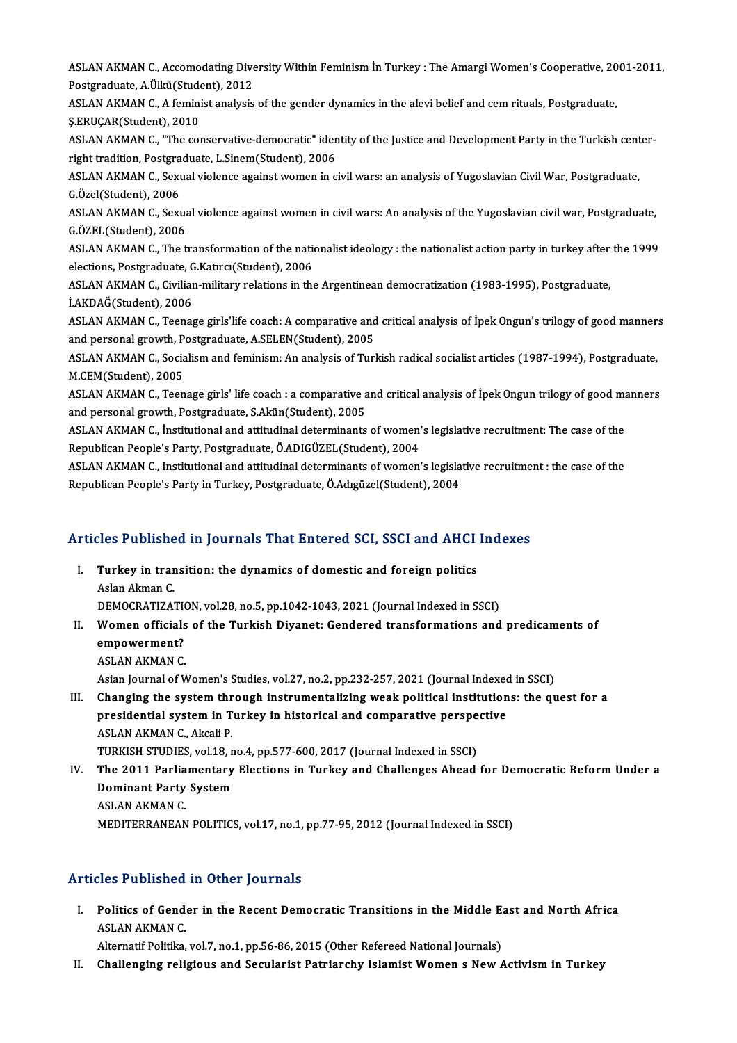ASLAN AKMAN C., Accomodating Diversity Within Feminism İn Turkey : The Amargi Women's Cooperative, 2001-2011, Postgraduate, A.Ülkü(Student), 2012

ASLAN AKMAN C., A feminist analysis of the gender dynamics in the alevi belief and cem rituals, Postgraduate, Ş.ERUÇAR(Student), 2010

ASLAN AKMAN C., "The conservative-democratic" identity of the Justice and Development Party in the Turkish center-right tradition, Postgraduate, L.Sinem(Student), 2006

ASLAN AKMAN C., Sexual violence against women in civil wars: an analysis of Yugoslavian Civil War, Postgraduate, G.Özel(Student), 2006

ASLAN AKMAN C., Sexual violence against women in civil wars: An analysis of the Yugoslavian civil war, Postgraduate, G.ÖZEL(Student), 2006

ASLAN AKMAN C., The transformation of the nationalist ideology : the nationalist action party in turkey after the 1999 elections, Postgraduate, G.Katırcı(Student), 2006

ASLAN AKMAN C., Civilian-military relations in the Argentinean democratization (1983-1995), Postgraduate, İ.AKDAĞ(Student), 2006

ASLAN AKMAN C., Teenage girls'life coach: A comparative and critical analysis of İpek Ongun's trilogy of good manners and personal growth, Postgraduate, A.SELEN(Student), 2005

ASLAN AKMAN C., Socialism and feminism: An analysis of Turkish radical socialist articles (1987-1994), Postgraduate, M.CEM(Student), 2005

ASLAN AKMAN C., Teenage girls' life coach : a comparative and critical analysis of İpek Ongun trilogy of good manners and personal growth, Postgraduate, S.Akün(Student), 2005

ASLAN AKMAN C., İnstitutional and attitudinal determinants of women's legislative recruitment: The case of the Republican People's Party, Postgraduate, Ö.ADIGÜZEL(Student), 2004

ASLAN AKMAN C., Institutional and attitudinal determinants of women's legislative recruitment : the case of the Republican People's Party in Turkey, Postgraduate, Ö.Adıgüzel(Student), 2004

## Articles Published in Journals That Entered SCI, SSCI and AHCI Indexes

I. **Turkey in transition: the dynamics of domestic and foreign politics**
   Aslan Akman C.
   DEMOCRATIZATION, vol.28, no.5, pp.1042-1043, 2021 (Journal Indexed in SSCI)

II. **Women officials of the Turkish Diyanet: Gendered transformations and predicaments of empowerment?**
   ASLAN AKMAN C.
   Asian Journal of Women's Studies, vol.27, no.2, pp.232-257, 2021 (Journal Indexed in SSCI)

III. **Changing the system through instrumentalizing weak political institutions: the quest for a presidential system in Turkey in historical and comparative perspective**
   ASLAN AKMAN C., Akcali P.
   TURKISH STUDIES, vol.18, no.4, pp.577-600, 2017 (Journal Indexed in SSCI)

IV. **The 2011 Parliamentary Elections in Turkey and Challenges Ahead for Democratic Reform Under a Dominant Party System**
   ASLAN AKMAN C.
   MEDITERRANEAN POLITICS, vol.17, no.1, pp.77-95, 2012 (Journal Indexed in SSCI)

## Articles Published in Other Journals

I. **Politics of Gender in the Recent Democratic Transitions in the Middle East and North Africa**
   ASLAN AKMAN C.
   Alternatif Politika, vol.7, no.1, pp.56-86, 2015 (Other Refereed National Journals)

II. **Challenging religious and Secularist Patriarchy Islamist Women s New Activism in Turkey**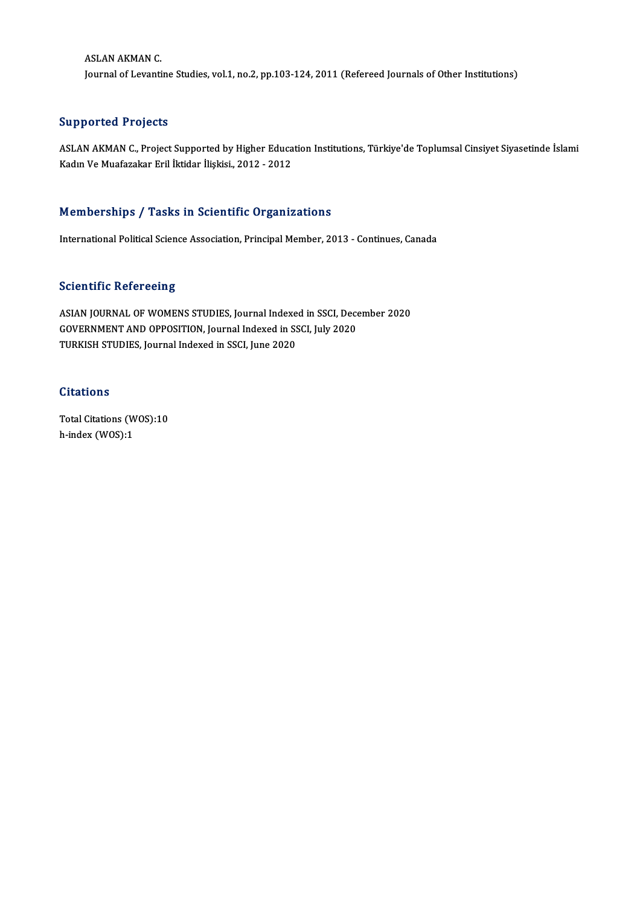ASLAN AKMAN C.
Journal of Levantine Studies, vol.1, no.2, pp.103-124, 2011 (Refereed Journals of Other Institutions)

## Supported Projects

ASLAN AKMAN C., Project Supported by Higher Education Institutions, Türkiye'de Toplumsal Cinsiyet Siyasetinde İslami Kadın Ve Muafazakar Eril İktidar İlişkisi., 2012 - 2012

## Memberships / Tasks in Scientific Organizations

International Political Science Association, Principal Member, 2013 - Continues, Canada

## Scientific Refereeing

ASIAN JOURNAL OF WOMENS STUDIES, Journal Indexed in SSCI, December 2020
GOVERNMENT AND OPPOSITION, Journal Indexed in SSCI, July 2020
TURKISH STUDIES, Journal Indexed in SSCI, June 2020

## Citations

Total Citations (WOS):10
h-index (WOS):1